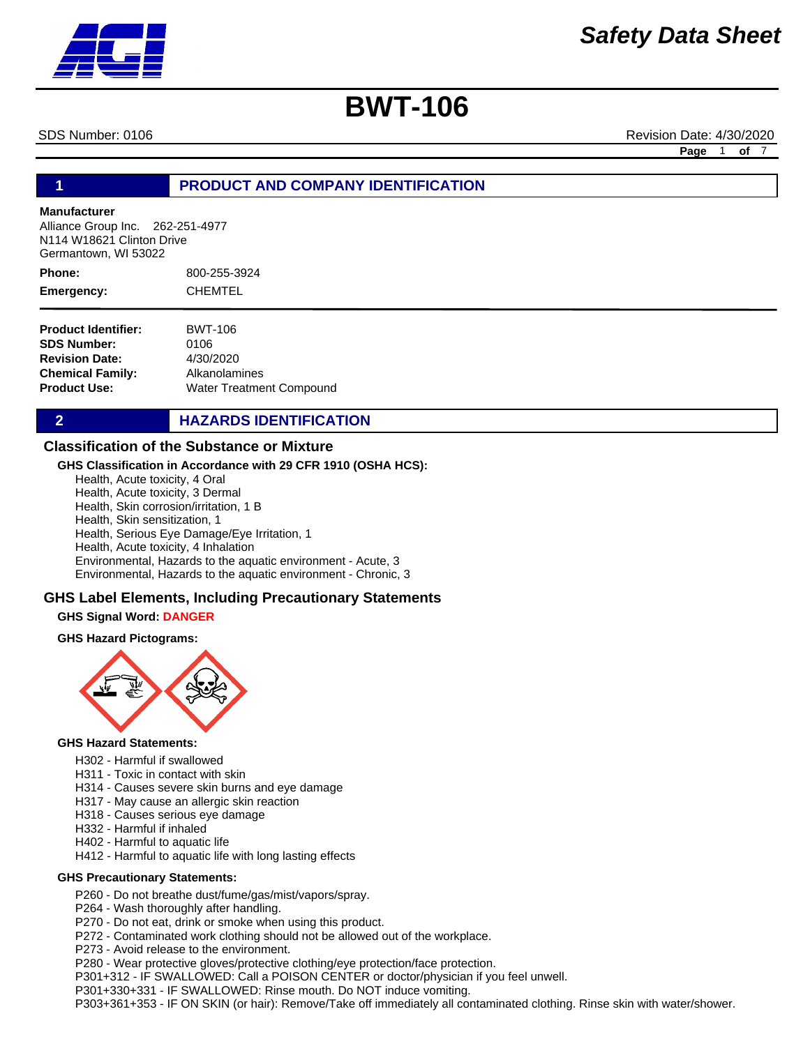# Safety Data Sheet

# BWT-106

SDS Number: 0106 Revision Date: 4/30/2020

## 1 PRODUCT AND COMPANY IDENTIFICATION

**Manufacturer**
Alliance Group Inc. 262-251-4977
N114 W18621 Clinton Drive
Germantown, WI 53022

**Phone:** 800-255-3924
**Emergency:** CHEMTEL

**Product Identifier:** BWT-106
**SDS Number:** 0106
**Revision Date:** 4/30/2020
**Chemical Family:** Alkanolamines
**Product Use:** Water Treatment Compound

## 2 HAZARDS IDENTIFICATION

### Classification of the Substance or Mixture

**GHS Classification in Accordance with 29 CFR 1910 (OSHA HCS):**

Health, Acute toxicity, 4 Oral
Health, Acute toxicity, 3 Dermal
Health, Skin corrosion/irritation, 1 B
Health, Skin sensitization, 1
Health, Serious Eye Damage/Eye Irritation, 1
Health, Acute toxicity, 4 Inhalation
Environmental, Hazards to the aquatic environment - Acute, 3
Environmental, Hazards to the aquatic environment - Chronic, 3

### GHS Label Elements, Including Precautionary Statements

**GHS Signal Word: DANGER**

**GHS Hazard Pictograms:**

**GHS Hazard Statements:**

H302 - Harmful if swallowed
H311 - Toxic in contact with skin
H314 - Causes severe skin burns and eye damage
H317 - May cause an allergic skin reaction
H318 - Causes serious eye damage
H332 - Harmful if inhaled
H402 - Harmful to aquatic life
H412 - Harmful to aquatic life with long lasting effects

**GHS Precautionary Statements:**

P260 - Do not breathe dust/fume/gas/mist/vapors/spray.
P264 - Wash thoroughly after handling.
P270 - Do not eat, drink or smoke when using this product.
P272 - Contaminated work clothing should not be allowed out of the workplace.
P273 - Avoid release to the environment.
P280 - Wear protective gloves/protective clothing/eye protection/face protection.
P301+312 - IF SWALLOWED: Call a POISON CENTER or doctor/physician if you feel unwell.
P301+330+331 - IF SWALLOWED: Rinse mouth. Do NOT induce vomiting.
P303+361+353 - IF ON SKIN (or hair): Remove/Take off immediately all contaminated clothing. Rinse skin with water/shower.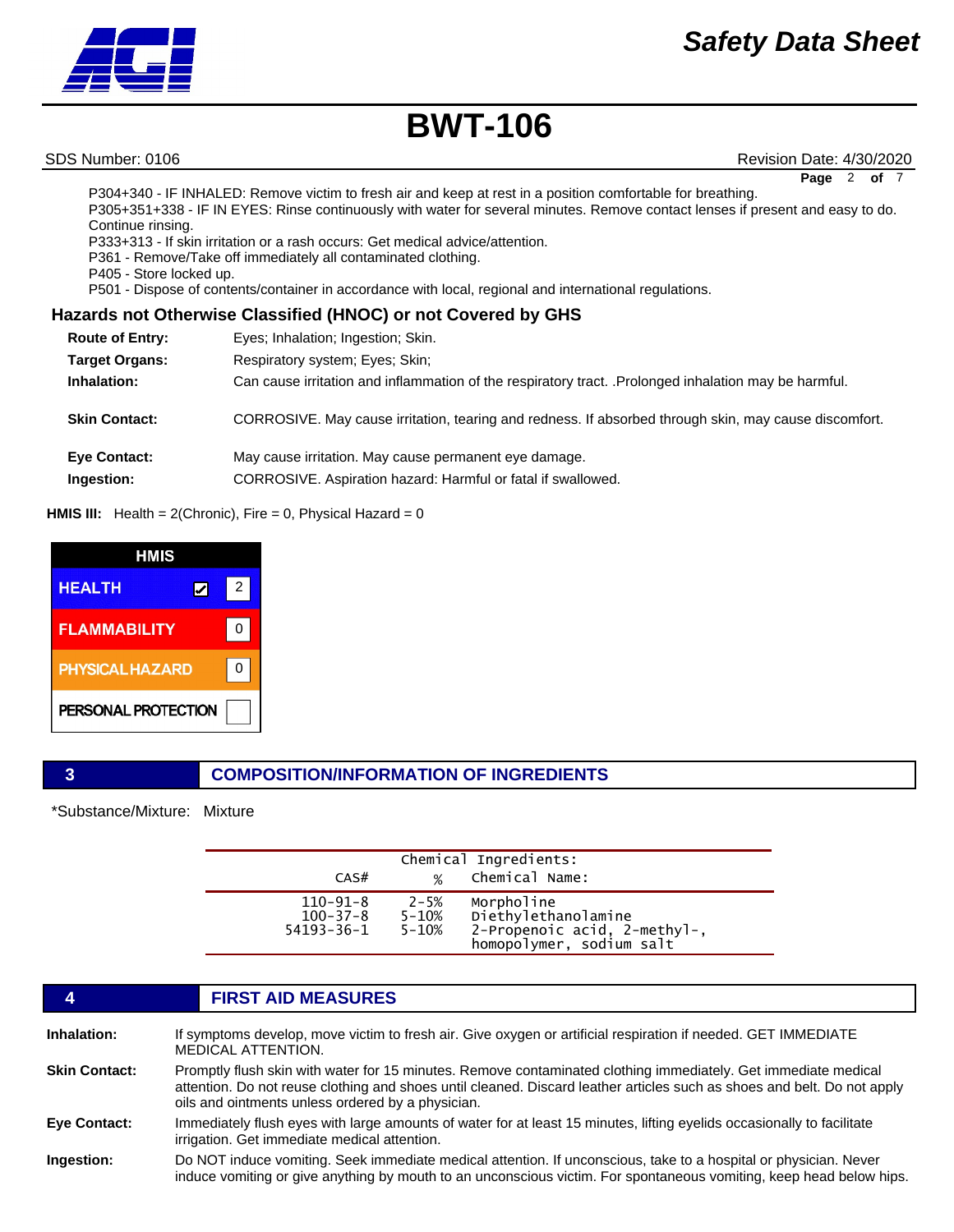P304+340 - IF INHALED: Remove victim to fresh air and keep at rest in a position comfortable for breathing.
P305+351+338 - IF IN EYES: Rinse continuously with water for several minutes. Remove contact lenses if present and easy to do. Continue rinsing.
P333+313 - If skin irritation or a rash occurs: Get medical advice/attention.
P361 - Remove/Take off immediately all contaminated clothing.
P405 - Store locked up.
P501 - Dispose of contents/container in accordance with local, regional and international regulations.

### Hazards not Otherwise Classified (HNOC) or not Covered by GHS

**Route of Entry:** Eyes; Inhalation; Ingestion; Skin.

**Target Organs:** Respiratory system; Eyes; Skin;

**Inhalation:** Can cause irritation and inflammation of the respiratory tract. .Prolonged inhalation may be harmful.

**Skin Contact:** CORROSIVE. May cause irritation, tearing and redness. If absorbed through skin, may cause discomfort.

**Eye Contact:** May cause irritation. May cause permanent eye damage.

**Ingestion:** CORROSIVE. Aspiration hazard: Harmful or fatal if swallowed.

**HMIS III:** Health = 2(Chronic), Fire = 0, Physical Hazard = 0

| HMIS | | |
|---|---|---|
| HEALTH | ☑ | 2 |
| FLAMMABILITY | | 0 |
| PHYSICAL HAZARD | | 0 |
| PERSONAL PROTECTION | | |

## 3 COMPOSITION/INFORMATION OF INGREDIENTS

*Substance/Mixture: Mixture

| CAS# | % | Chemical Name: |
|---|---|---|
| 110-91-8 | 2-5% | Morpholine |
| 100-37-8 | 5-10% | Diethylethanolamine |
| 54193-36-1 | 5-10% | 2-Propenoic acid, 2-methyl-, homopolymer, sodium salt |

## 4 FIRST AID MEASURES

**Inhalation:** If symptoms develop, move victim to fresh air. Give oxygen or artificial respiration if needed. GET IMMEDIATE MEDICAL ATTENTION.

**Skin Contact:** Promptly flush skin with water for 15 minutes. Remove contaminated clothing immediately. Get immediate medical attention. Do not reuse clothing and shoes until cleaned. Discard leather articles such as shoes and belt. Do not apply oils and ointments unless ordered by a physician.

**Eye Contact:** Immediately flush eyes with large amounts of water for at least 15 minutes, lifting eyelids occasionally to facilitate irrigation. Get immediate medical attention.

**Ingestion:** Do NOT induce vomiting. Seek immediate medical attention. If unconscious, take to a hospital or physician. Never induce vomiting or give anything by mouth to an unconscious victim. For spontaneous vomiting, keep head below hips.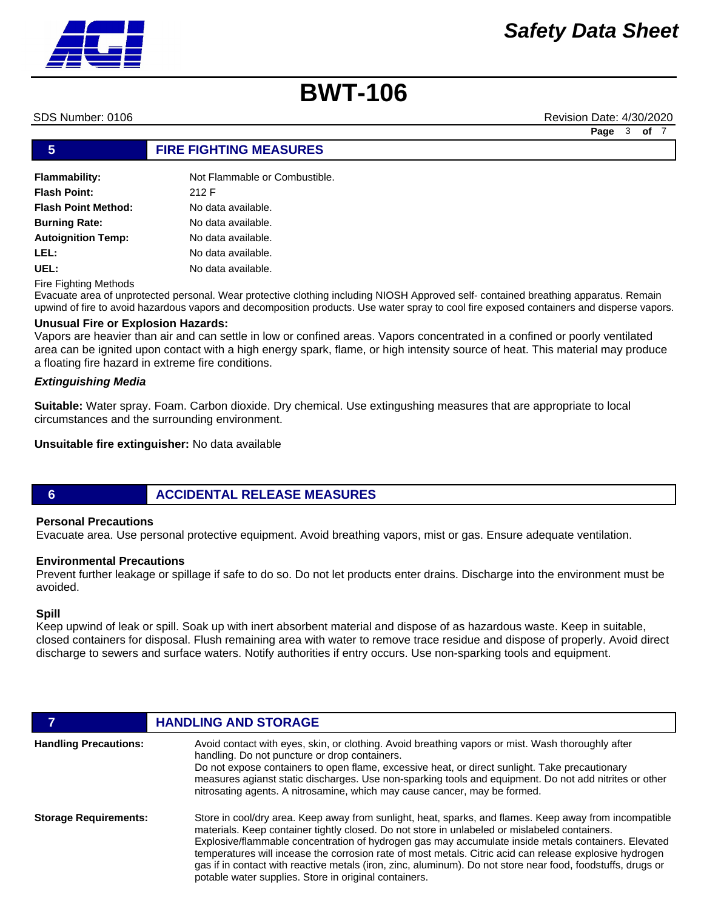## 5 FIRE FIGHTING MEASURES

| | |
|---|---|
| **Flammability:** | Not Flammable or Combustible. |
| **Flash Point:** | 212 F |
| **Flash Point Method:** | No data available. |
| **Burning Rate:** | No data available. |
| **Autoignition Temp:** | No data available. |
| **LEL:** | No data available. |
| **UEL:** | No data available. |

Fire Fighting Methods

Evacuate area of unprotected personal. Wear protective clothing including NIOSH Approved self- contained breathing apparatus. Remain upwind of fire to avoid hazardous vapors and decomposition products. Use water spray to cool fire exposed containers and disperse vapors.

**Unusual Fire or Explosion Hazards:**

Vapors are heavier than air and can settle in low or confined areas. Vapors concentrated in a confined or poorly ventilated area can be ignited upon contact with a high energy spark, flame, or high intensity source of heat. This material may produce a floating fire hazard in extreme fire conditions.

***Extinguishing Media***

**Suitable:** Water spray. Foam. Carbon dioxide. Dry chemical. Use extingushing measures that are appropriate to local circumstances and the surrounding environment.

**Unsuitable fire extinguisher:** No data available

## 6 ACCIDENTAL RELEASE MEASURES

**Personal Precautions**

Evacuate area. Use personal protective equipment. Avoid breathing vapors, mist or gas. Ensure adequate ventilation.

**Environmental Precautions**

Prevent further leakage or spillage if safe to do so. Do not let products enter drains. Discharge into the environment must be avoided.

**Spill**

Keep upwind of leak or spill. Soak up with inert absorbent material and dispose of as hazardous waste. Keep in suitable, closed containers for disposal. Flush remaining area with water to remove trace residue and dispose of properly. Avoid direct discharge to sewers and surface waters. Notify authorities if entry occurs. Use non-sparking tools and equipment.

## 7 HANDLING AND STORAGE

**Handling Precautions:**

Avoid contact with eyes, skin, or clothing. Avoid breathing vapors or mist. Wash thoroughly after handling. Do not puncture or drop containers.
Do not expose containers to open flame, excessive heat, or direct sunlight. Take precautionary measures agianst static discharges. Use non-sparking tools and equipment. Do not add nitrites or other nitrosating agents. A nitrosamine, which may cause cancer, may be formed.

**Storage Requirements:**

Store in cool/dry area. Keep away from sunlight, heat, sparks, and flames. Keep away from incompatible materials. Keep container tightly closed. Do not store in unlabeled or mislabeled containers. Explosive/flammable concentration of hydrogen gas may accumulate inside metals containers. Elevated temperatures will incease the corrosion rate of most metals. Citric acid can release explosive hydrogen gas if in contact with reactive metals (iron, zinc, aluminum). Do not store near food, foodstuffs, drugs or potable water supplies. Store in original containers.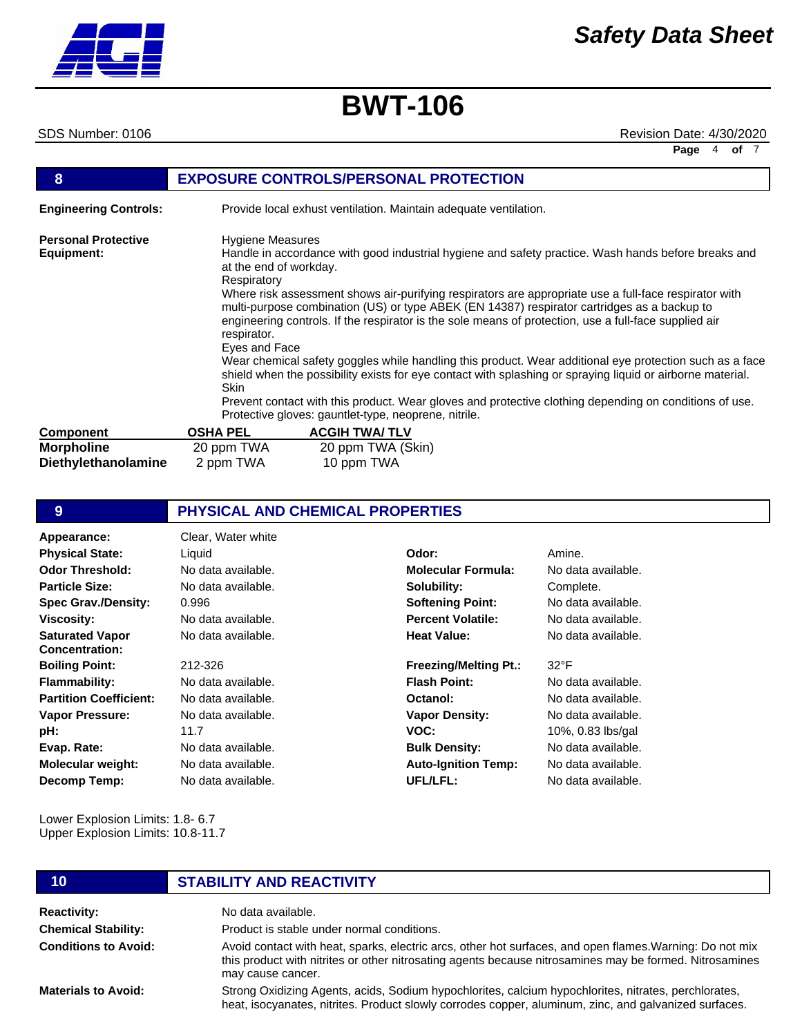# Safety Data Sheet

# BWT-106

SDS Number: 0106 Revision Date: 4/30/2020

## 8 EXPOSURE CONTROLS/PERSONAL PROTECTION

**Engineering Controls:** Provide local exhust ventilation. Maintain adequate ventilation.

**Personal Protective Equipment:**

Hygiene Measures
Handle in accordance with good industrial hygiene and safety practice. Wash hands before breaks and at the end of workday.

Respiratory
Where risk assessment shows air-purifying respirators are appropriate use a full-face respirator with multi-purpose combination (US) or type ABEK (EN 14387) respirator cartridges as a backup to engineering controls. If the respirator is the sole means of protection, use a full-face supplied air respirator.

Eyes and Face
Wear chemical safety goggles while handling this product. Wear additional eye protection such as a face shield when the possibility exists for eye contact with splashing or spraying liquid or airborne material.

Skin
Prevent contact with this product. Wear gloves and protective clothing depending on conditions of use. Protective gloves: gauntlet-type, neoprene, nitrile.

| Component | OSHA PEL | ACGIH TWA/ TLV |
|---|---|---|
| **Morpholine** | 20 ppm TWA | 20 ppm TWA (Skin) |
| **Diethylethanolamine** | 2 ppm TWA | 10 ppm TWA |

## 9 PHYSICAL AND CHEMICAL PROPERTIES

| | | | |
|---|---|---|---|
| **Appearance:** | Clear, Water white | | |
| **Physical State:** | Liquid | **Odor:** | Amine. |
| **Odor Threshold:** | No data available. | **Molecular Formula:** | No data available. |
| **Particle Size:** | No data available. | **Solubility:** | Complete. |
| **Spec Grav./Density:** | 0.996 | **Softening Point:** | No data available. |
| **Viscosity:** | No data available. | **Percent Volatile:** | No data available. |
| **Saturated Vapor Concentration:** | No data available. | **Heat Value:** | No data available. |
| **Boiling Point:** | 212-326 | **Freezing/Melting Pt.:** | 32°F |
| **Flammability:** | No data available. | **Flash Point:** | No data available. |
| **Partition Coefficient:** | No data available. | **Octanol:** | No data available. |
| **Vapor Pressure:** | No data available. | **Vapor Density:** | No data available. |
| **pH:** | 11.7 | **VOC:** | 10%, 0.83 lbs/gal |
| **Evap. Rate:** | No data available. | **Bulk Density:** | No data available. |
| **Molecular weight:** | No data available. | **Auto-Ignition Temp:** | No data available. |
| **Decomp Temp:** | No data available. | **UFL/LFL:** | No data available. |

Lower Explosion Limits: 1.8- 6.7
Upper Explosion Limits: 10.8-11.7

## 10 STABILITY AND REACTIVITY

**Reactivity:** No data available.

**Chemical Stability:** Product is stable under normal conditions.

**Conditions to Avoid:** Avoid contact with heat, sparks, electric arcs, other hot surfaces, and open flames.Warning: Do not mix this product with nitrites or other nitrosating agents because nitrosamines may be formed. Nitrosamines may cause cancer.

**Materials to Avoid:** Strong Oxidizing Agents, acids, Sodium hypochlorites, calcium hypochlorites, nitrates, perchlorates, heat, isocyanates, nitrites. Product slowly corrodes copper, aluminum, zinc, and galvanized surfaces.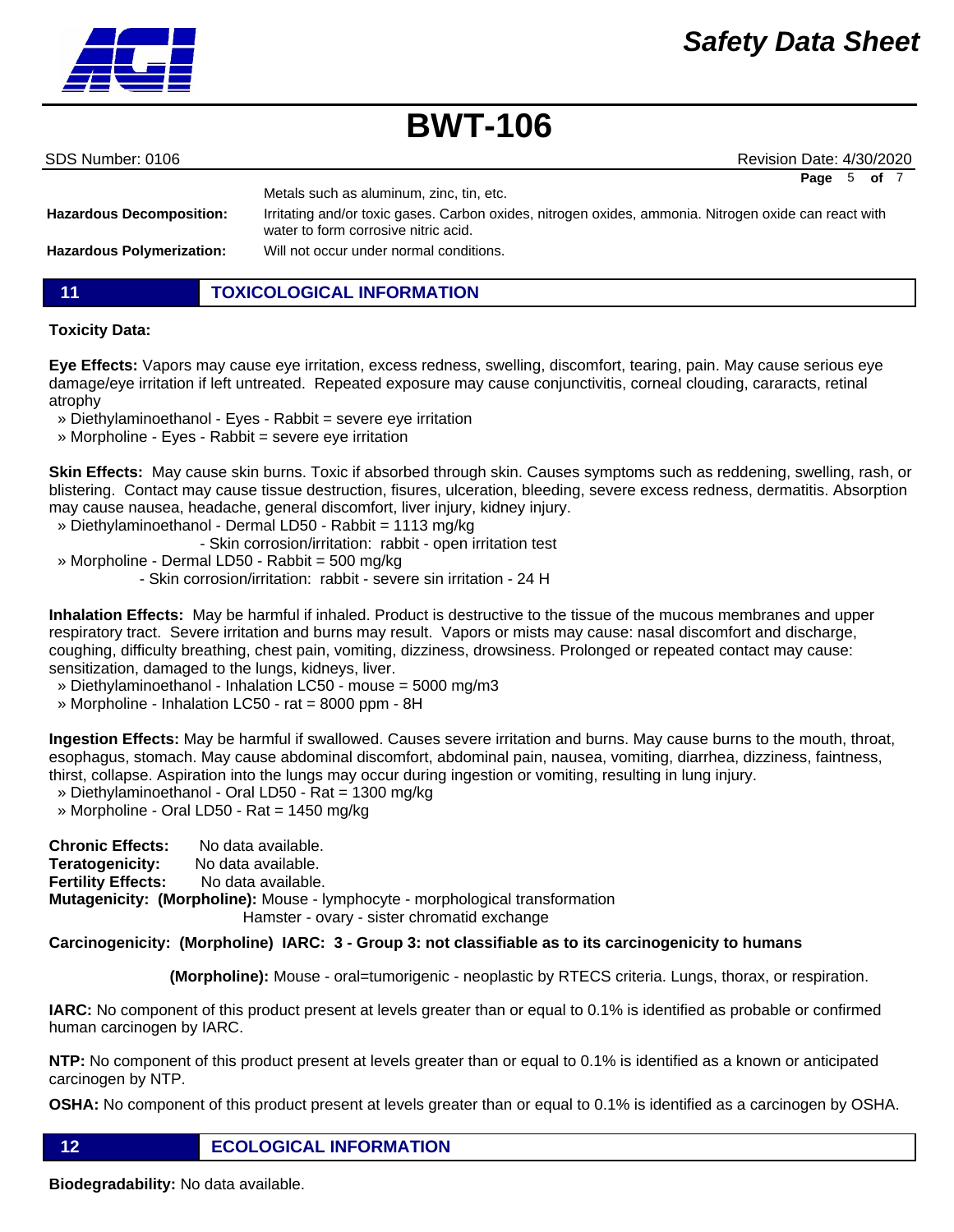Metals such as aluminum, zinc, tin, etc.

**Hazardous Decomposition:** Irritating and/or toxic gases. Carbon oxides, nitrogen oxides, ammonia. Nitrogen oxide can react with water to form corrosive nitric acid.

**Hazardous Polymerization:** Will not occur under normal conditions.

## 11 TOXICOLOGICAL INFORMATION

**Toxicity Data:**

**Eye Effects:** Vapors may cause eye irritation, excess redness, swelling, discomfort, tearing, pain. May cause serious eye damage/eye irritation if left untreated. Repeated exposure may cause conjunctivitis, corneal clouding, cararacts, retinal atrophy

» Diethylaminoethanol - Eyes - Rabbit = severe eye irritation
» Morpholine - Eyes - Rabbit = severe eye irritation

**Skin Effects:** May cause skin burns. Toxic if absorbed through skin. Causes symptoms such as reddening, swelling, rash, or blistering. Contact may cause tissue destruction, fisures, ulceration, bleeding, severe excess redness, dermatitis. Absorption may cause nausea, headache, general discomfort, liver injury, kidney injury.

» Diethylaminoethanol - Dermal LD50 - Rabbit = 1113 mg/kg
- Skin corrosion/irritation: rabbit - open irritation test

» Morpholine - Dermal LD50 - Rabbit = 500 mg/kg
- Skin corrosion/irritation: rabbit - severe sin irritation - 24 H

**Inhalation Effects:** May be harmful if inhaled. Product is destructive to the tissue of the mucous membranes and upper respiratory tract. Severe irritation and burns may result. Vapors or mists may cause: nasal discomfort and discharge, coughing, difficulty breathing, chest pain, vomiting, dizziness, drowsiness. Prolonged or repeated contact may cause: sensitization, damaged to the lungs, kidneys, liver.

» Diethylaminoethanol - Inhalation LC50 - mouse = 5000 mg/m3
» Morpholine - Inhalation LC50 - rat = 8000 ppm - 8H

**Ingestion Effects:** May be harmful if swallowed. Causes severe irritation and burns. May cause burns to the mouth, throat, esophagus, stomach. May cause abdominal discomfort, abdominal pain, nausea, vomiting, diarrhea, dizziness, faintness, thirst, collapse. Aspiration into the lungs may occur during ingestion or vomiting, resulting in lung injury.

» Diethylaminoethanol - Oral LD50 - Rat = 1300 mg/kg
» Morpholine - Oral LD50 - Rat = 1450 mg/kg

**Chronic Effects:** No data available.
**Teratogenicity:** No data available.
**Fertility Effects:** No data available.
**Mutagenicity: (Morpholine):** Mouse - lymphocyte - morphological transformation
Hamster - ovary - sister chromatid exchange

**Carcinogenicity: (Morpholine) IARC: 3 - Group 3: not classifiable as to its carcinogenicity to humans**

**(Morpholine):** Mouse - oral=tumorigenic - neoplastic by RTECS criteria. Lungs, thorax, or respiration.

**IARC:** No component of this product present at levels greater than or equal to 0.1% is identified as probable or confirmed human carcinogen by IARC.

**NTP:** No component of this product present at levels greater than or equal to 0.1% is identified as a known or anticipated carcinogen by NTP.

**OSHA:** No component of this product present at levels greater than or equal to 0.1% is identified as a carcinogen by OSHA.

## 12 ECOLOGICAL INFORMATION

**Biodegradability:** No data available.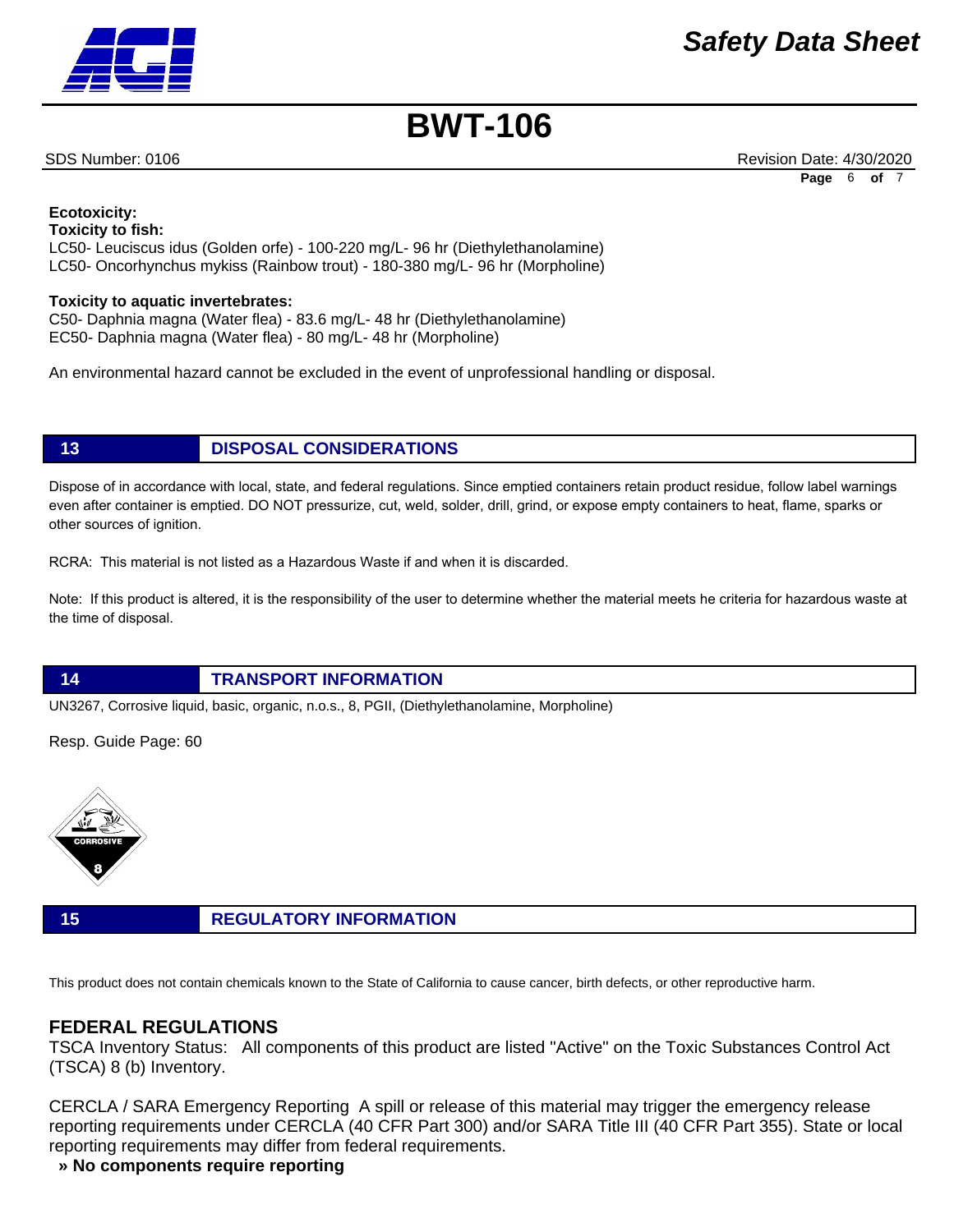**Ecotoxicity:**
**Toxicity to fish:**
LC50- Leuciscus idus (Golden orfe) - 100-220 mg/L- 96 hr (Diethylethanolamine)
LC50- Oncorhynchus mykiss (Rainbow trout) - 180-380 mg/L- 96 hr (Morpholine)

**Toxicity to aquatic invertebrates:**
C50- Daphnia magna (Water flea) - 83.6 mg/L- 48 hr (Diethylethanolamine)
EC50- Daphnia magna (Water flea) - 80 mg/L- 48 hr (Morpholine)

An environmental hazard cannot be excluded in the event of unprofessional handling or disposal.

## 13 DISPOSAL CONSIDERATIONS

Dispose of in accordance with local, state, and federal regulations. Since emptied containers retain product residue, follow label warnings even after container is emptied. DO NOT pressurize, cut, weld, solder, drill, grind, or expose empty containers to heat, flame, sparks or other sources of ignition.

RCRA: This material is not listed as a Hazardous Waste if and when it is discarded.

Note: If this product is altered, it is the responsibility of the user to determine whether the material meets he criteria for hazardous waste at the time of disposal.

## 14 TRANSPORT INFORMATION

UN3267, Corrosive liquid, basic, organic, n.o.s., 8, PGII, (Diethylethanolamine, Morpholine)

Resp. Guide Page: 60

## 15 REGULATORY INFORMATION

This product does not contain chemicals known to the State of California to cause cancer, birth defects, or other reproductive harm.

### FEDERAL REGULATIONS

TSCA Inventory Status: All components of this product are listed "Active" on the Toxic Substances Control Act (TSCA) 8 (b) Inventory.

CERCLA / SARA Emergency Reporting A spill or release of this material may trigger the emergency release reporting requirements under CERCLA (40 CFR Part 300) and/or SARA Title III (40 CFR Part 355). State or local reporting requirements may differ from federal requirements.

**» No components require reporting**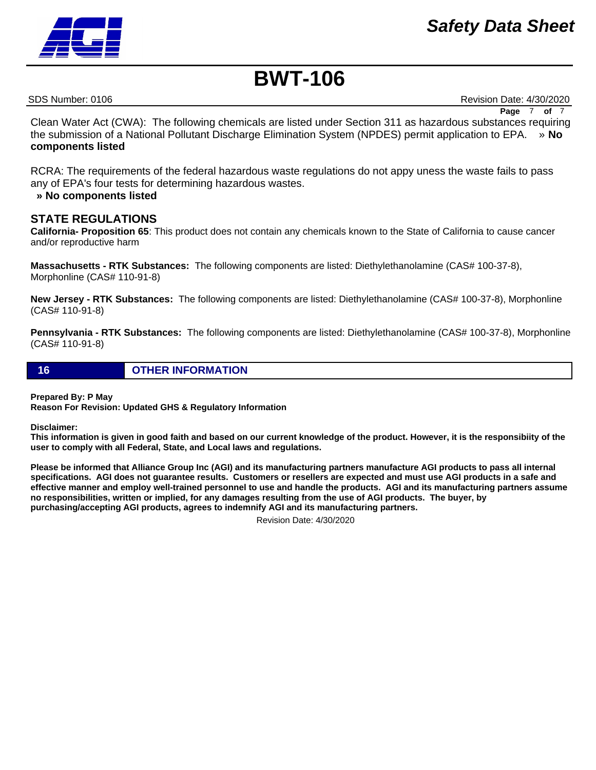Clean Water Act (CWA): The following chemicals are listed under Section 311 as hazardous substances requiring the submission of a National Pollutant Discharge Elimination System (NPDES) permit application to EPA. » **No components listed**

RCRA: The requirements of the federal hazardous waste regulations do not appy uness the waste fails to pass any of EPA's four tests for determining hazardous wastes.

**» No components listed**

## STATE REGULATIONS

**California- Proposition 65**: This product does not contain any chemicals known to the State of California to cause cancer and/or reproductive harm

**Massachusetts - RTK Substances:** The following components are listed: Diethylethanolamine (CAS# 100-37-8), Morphonline (CAS# 110-91-8)

**New Jersey - RTK Substances:** The following components are listed: Diethylethanolamine (CAS# 100-37-8), Morphonline (CAS# 110-91-8)

**Pennsylvania - RTK Substances:** The following components are listed: Diethylethanolamine (CAS# 100-37-8), Morphonline (CAS# 110-91-8)

## 16 OTHER INFORMATION

**Prepared By: P May**
**Reason For Revision: Updated GHS & Regulatory Information**

**Disclaimer:**
**This information is given in good faith and based on our current knowledge of the product. However, it is the responsibiity of the user to comply with all Federal, State, and Local laws and regulations.**

**Please be informed that Alliance Group Inc (AGI) and its manufacturing partners manufacture AGI products to pass all internal specifications. AGI does not guarantee results. Customers or resellers are expected and must use AGI products in a safe and effective manner and employ well-trained personnel to use and handle the products. AGI and its manufacturing partners assume no responsibilities, written or implied, for any damages resulting from the use of AGI products. The buyer, by purchasing/accepting AGI products, agrees to indemnify AGI and its manufacturing partners.**

Revision Date: 4/30/2020